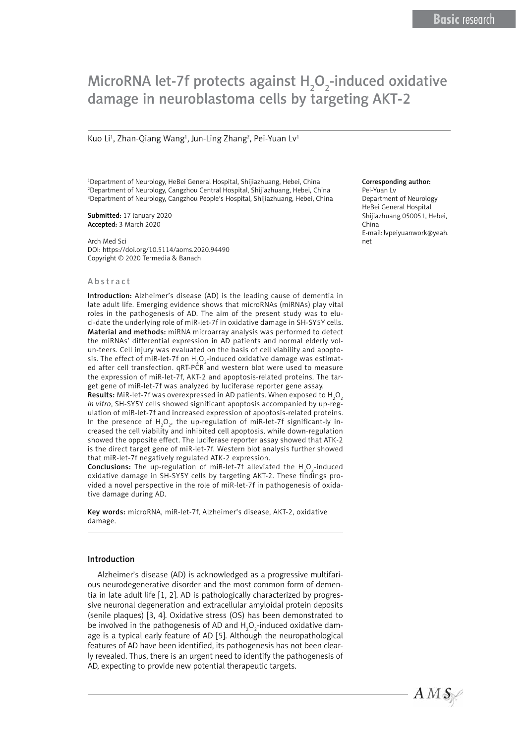# MicroRNA let-7f protects against $H_2O_2$-induced oxidative damage in neuroblastoma cells by targeting AKT-2

Kuo Li[1], Zhan-Qiang Wang[1], Jun-Ling Zhang[2], Pei-Yuan Lv[1]

[1]Department of Neurology, HeBei General Hospital, Shijiazhuang, Hebei, China
[2]Department of Neurology, Cangzhou Central Hospital, Shijiazhuang, Hebei, China
[3]Department of Neurology, Cangzhou People's Hospital, Shijiazhuang, Hebei, China

**Submitted:** 17 January 2020
**Accepted:** 3 March 2020

Arch Med Sci
DOI: https://doi.org/10.5114/aoms.2020.94490
Copyright © 2020 Termedia & Banach

**Corresponding author:**
Pei-Yuan Lv
Department of Neurology
HeBei General Hospital
Shijiazhuang 050051, Hebei, China
E-mail: lvpeiyuanwork@yeah.net

## Abstract

**Introduction:** Alzheimer's disease (AD) is the leading cause of dementia in late adult life. Emerging evidence shows that microRNAs (miRNAs) play vital roles in the pathogenesis of AD. The aim of the present study was to elucidate the underlying role of miR-let-7f in oxidative damage in SH-SY5Y cells.

**Material and methods:** miRNA microarray analysis was performed to detect the miRNAs' differential expression in AD patients and normal elderly volunteers. Cell injury was evaluated on the basis of cell viability and apoptosis. The effect of miR-let-7f on $H_2O_2$-induced oxidative damage was estimated after cell transfection. qRT-PCR and western blot were used to measure the expression of miR-let-7f, AKT-2 and apoptosis-related proteins. The target gene of miR-let-7f was analyzed by luciferase reporter gene assay.

**Results:** MiR-let-7f was overexpressed in AD patients. When exposed to $H_2O_2$ *in vitro*, SH-SY5Y cells showed significant apoptosis accompanied by up-regulation of miR-let-7f and increased expression of apoptosis-related proteins. In the presence of $H_2O_2$, the up-regulation of miR-let-7f significant-ly increased the cell viability and inhibited cell apoptosis, while down-regulation showed the opposite effect. The luciferase reporter assay showed that ATK-2 is the direct target gene of miR-let-7f. Western blot analysis further showed that miR-let-7f negatively regulated ATK-2 expression.

**Conclusions:** The up-regulation of miR-let-7f alleviated the $H_2O_2$-induced oxidative damage in SH-SY5Y cells by targeting AKT-2. These findings provided a novel perspective in the role of miR-let-7f in pathogenesis of oxidative damage during AD.

**Key words:** microRNA, miR-let-7f, Alzheimer's disease, AKT-2, oxidative damage.

## Introduction

Alzheimer's disease (AD) is acknowledged as a progressive multifarious neurodegenerative disorder and the most common form of dementia in late adult life [1, 2]. AD is pathologically characterized by progressive neuronal degeneration and extracellular amyloidal protein deposits (senile plaques) [3, 4]. Oxidative stress (OS) has been demonstrated to be involved in the pathogenesis of AD and $H_2O_2$-induced oxidative damage is a typical early feature of AD [5]. Although the neuropathological features of AD have been identified, its pathogenesis has not been clearly revealed. Thus, there is an urgent need to identify the pathogenesis of AD, expecting to provide new potential therapeutic targets.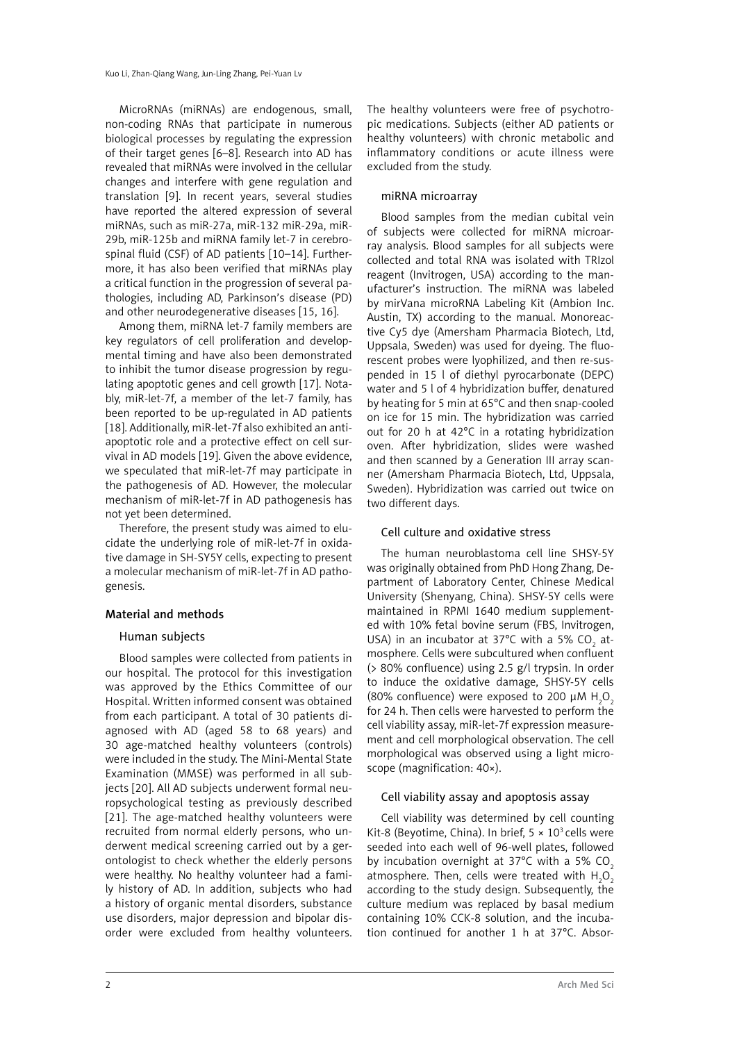MicroRNAs (miRNAs) are endogenous, small, non-coding RNAs that participate in numerous biological processes by regulating the expression of their target genes [6–8]. Research into AD has revealed that miRNAs were involved in the cellular changes and interfere with gene regulation and translation [9]. In recent years, several studies have reported the altered expression of several miRNAs, such as miR-27a, miR-132 miR-29a, miR-29b, miR-125b and miRNA family let-7 in cerebrospinal fluid (CSF) of AD patients [10–14]. Furthermore, it has also been verified that miRNAs play a critical function in the progression of several pathologies, including AD, Parkinson's disease (PD) and other neurodegenerative diseases [15, 16].

Among them, miRNA let-7 family members are key regulators of cell proliferation and developmental timing and have also been demonstrated to inhibit the tumor disease progression by regulating apoptotic genes and cell growth [17]. Notably, miR-let-7f, a member of the let-7 family, has been reported to be up-regulated in AD patients [18]. Additionally, miR-let-7f also exhibited an anti-apoptotic role and a protective effect on cell survival in AD models [19]. Given the above evidence, we speculated that miR-let-7f may participate in the pathogenesis of AD. However, the molecular mechanism of miR-let-7f in AD pathogenesis has not yet been determined.

Therefore, the present study was aimed to elucidate the underlying role of miR-let-7f in oxidative damage in SH-SY5Y cells, expecting to present a molecular mechanism of miR-let-7f in AD pathogenesis.

## Material and methods

### Human subjects

Blood samples were collected from patients in our hospital. The protocol for this investigation was approved by the Ethics Committee of our Hospital. Written informed consent was obtained from each participant. A total of 30 patients diagnosed with AD (aged 58 to 68 years) and 30 age-matched healthy volunteers (controls) were included in the study. The Mini-Mental State Examination (MMSE) was performed in all subjects [20]. All AD subjects underwent formal neuropsychological testing as previously described [21]. The age-matched healthy volunteers were recruited from normal elderly persons, who underwent medical screening carried out by a gerontologist to check whether the elderly persons were healthy. No healthy volunteer had a family history of AD. In addition, subjects who had a history of organic mental disorders, substance use disorders, major depression and bipolar disorder were excluded from healthy volunteers. The healthy volunteers were free of psychotropic medications. Subjects (either AD patients or healthy volunteers) with chronic metabolic and inflammatory conditions or acute illness were excluded from the study.

### miRNA microarray

Blood samples from the median cubital vein of subjects were collected for miRNA microarray analysis. Blood samples for all subjects were collected and total RNA was isolated with TRIzol reagent (Invitrogen, USA) according to the manufacturer's instruction. The miRNA was labeled by mirVana microRNA Labeling Kit (Ambion Inc. Austin, TX) according to the manual. Monoreactive Cy5 dye (Amersham Pharmacia Biotech, Ltd, Uppsala, Sweden) was used for dyeing. The fluorescent probes were lyophilized, and then re-suspended in 15 l of diethyl pyrocarbonate (DEPC) water and 5 l of 4 hybridization buffer, denatured by heating for 5 min at 65°C and then snap-cooled on ice for 15 min. The hybridization was carried out for 20 h at 42°C in a rotating hybridization oven. After hybridization, slides were washed and then scanned by a Generation III array scanner (Amersham Pharmacia Biotech, Ltd, Uppsala, Sweden). Hybridization was carried out twice on two different days.

### Cell culture and oxidative stress

The human neuroblastoma cell line SHSY-5Y was originally obtained from PhD Hong Zhang, Department of Laboratory Center, Chinese Medical University (Shenyang, China). SHSY-5Y cells were maintained in RPMI 1640 medium supplemented with 10% fetal bovine serum (FBS, Invitrogen, USA) in an incubator at 37°C with a 5% $CO_2$ atmosphere. Cells were subcultured when confluent (> 80% confluence) using 2.5 g/l trypsin. In order to induce the oxidative damage, SHSY-5Y cells (80% confluence) were exposed to 200 μM $H_2O_2$ for 24 h. Then cells were harvested to perform the cell viability assay, miR-let-7f expression measurement and cell morphological observation. The cell morphological was observed using a light microscope (magnification: 40×).

### Cell viability assay and apoptosis assay

Cell viability was determined by cell counting Kit-8 (Beyotime, China). In brief, $5 \times 10^3$ cells were seeded into each well of 96-well plates, followed by incubation overnight at 37°C with a 5% $CO_2$ atmosphere. Then, cells were treated with $H_2O_2$ according to the study design. Subsequently, the culture medium was replaced by basal medium containing 10% CCK-8 solution, and the incubation continued for another 1 h at 37°C. Absor-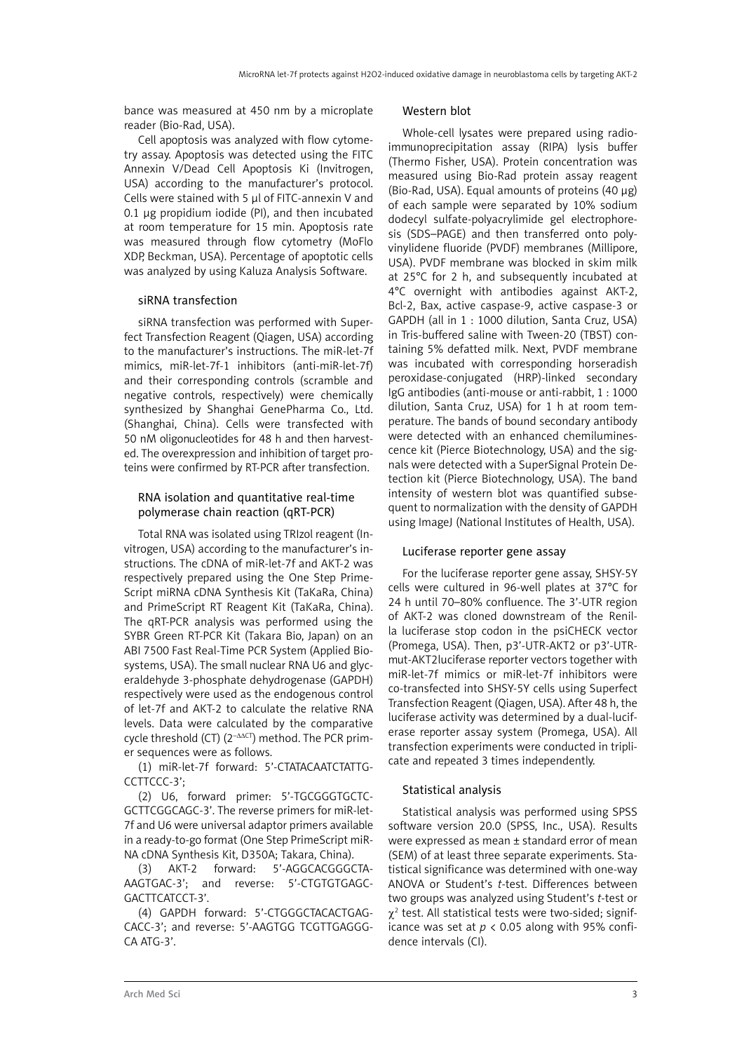bance was measured at 450 nm by a microplate reader (Bio-Rad, USA).

Cell apoptosis was analyzed with flow cytometry assay. Apoptosis was detected using the FITC Annexin V/Dead Cell Apoptosis Ki (Invitrogen, USA) according to the manufacturer's protocol. Cells were stained with 5 µl of FITC-annexin V and 0.1 µg propidium iodide (PI), and then incubated at room temperature for 15 min. Apoptosis rate was measured through flow cytometry (MoFlo XDP, Beckman, USA). Percentage of apoptotic cells was analyzed by using Kaluza Analysis Software.

### siRNA transfection

siRNA transfection was performed with Superfect Transfection Reagent (Qiagen, USA) according to the manufacturer's instructions. The miR-let-7f mimics, miR-let-7f-1 inhibitors (anti-miR-let-7f) and their corresponding controls (scramble and negative controls, respectively) were chemically synthesized by Shanghai GenePharma Co., Ltd. (Shanghai, China). Cells were transfected with 50 nM oligonucleotides for 48 h and then harvested. The overexpression and inhibition of target proteins were confirmed by RT-PCR after transfection.

### RNA isolation and quantitative real-time polymerase chain reaction (qRT-PCR)

Total RNA was isolated using TRIzol reagent (Invitrogen, USA) according to the manufacturer's instructions. The cDNA of miR-let-7f and AKT-2 was respectively prepared using the One Step PrimeScript miRNA cDNA Synthesis Kit (TaKaRa, China) and PrimeScript RT Reagent Kit (TaKaRa, China). The qRT-PCR analysis was performed using the SYBR Green RT-PCR Kit (Takara Bio, Japan) on an ABI 7500 Fast Real-Time PCR System (Applied Biosystems, USA). The small nuclear RNA U6 and glyceraldehyde 3-phosphate dehydrogenase (GAPDH) respectively were used as the endogenous control of let-7f and AKT-2 to calculate the relative RNA levels. Data were calculated by the comparative cycle threshold (CT) ($2^{-\Delta\Delta CT}$) method. The PCR primer sequences were as follows.

(1) miR-let-7f forward: 5'-CTATACAATCTATTGCCTTCCC-3';

(2) U6, forward primer: 5'-TGCGGGTGCTCGCTTCGGCAGC-3'. The reverse primers for miR-let-7f and U6 were universal adaptor primers available in a ready-to-go format (One Step PrimeScript miRNA cDNA Synthesis Kit, D350A; Takara, China).

(3) AKT-2 forward: 5'-AGGCACGGGCTAAAGTGAC-3'; and reverse: 5'-CTGTGTGAGCGACTTCATCCT-3'.

(4) GAPDH forward: 5'-CTGGGCTACACTGAGCACC-3'; and reverse: 5'-AAGTGG TCGTTGAGGGCA ATG-3'.

### Western blot

Whole-cell lysates were prepared using radioimmunoprecipitation assay (RIPA) lysis buffer (Thermo Fisher, USA). Protein concentration was measured using Bio-Rad protein assay reagent (Bio-Rad, USA). Equal amounts of proteins (40 µg) of each sample were separated by 10% sodium dodecyl sulfate-polyacrylimide gel electrophoresis (SDS–PAGE) and then transferred onto polyvinylidene fluoride (PVDF) membranes (Millipore, USA). PVDF membrane was blocked in skim milk at 25°C for 2 h, and subsequently incubated at 4°C overnight with antibodies against AKT-2, Bcl-2, Bax, active caspase-9, active caspase-3 or GAPDH (all in 1 : 1000 dilution, Santa Cruz, USA) in Tris-buffered saline with Tween-20 (TBST) containing 5% defatted milk. Next, PVDF membrane was incubated with corresponding horseradish peroxidase-conjugated (HRP)-linked secondary IgG antibodies (anti-mouse or anti-rabbit, 1 : 1000 dilution, Santa Cruz, USA) for 1 h at room temperature. The bands of bound secondary antibody were detected with an enhanced chemiluminescence kit (Pierce Biotechnology, USA) and the signals were detected with a SuperSignal Protein Detection kit (Pierce Biotechnology, USA). The band intensity of western blot was quantified subsequent to normalization with the density of GAPDH using ImageJ (National Institutes of Health, USA).

### Luciferase reporter gene assay

For the luciferase reporter gene assay, SHSY-5Y cells were cultured in 96-well plates at 37°C for 24 h until 70–80% confluence. The 3'-UTR region of AKT-2 was cloned downstream of the Renilla luciferase stop codon in the psiCHECK vector (Promega, USA). Then, p3'-UTR-AKT2 or p3'-UTR-mut-AKT2luciferase reporter vectors together with miR-let-7f mimics or miR-let-7f inhibitors were co-transfected into SHSY-5Y cells using Superfect Transfection Reagent (Qiagen, USA). After 48 h, the luciferase activity was determined by a dual-luciferase reporter assay system (Promega, USA). All transfection experiments were conducted in triplicate and repeated 3 times independently.

### Statistical analysis

Statistical analysis was performed using SPSS software version 20.0 (SPSS, Inc., USA). Results were expressed as mean ± standard error of mean (SEM) of at least three separate experiments. Statistical significance was determined with one-way ANOVA or Student's *t*-test. Differences between two groups was analyzed using Student's *t*-test or $\chi^2$ test. All statistical tests were two-sided; significance was set at $p < 0.05$ along with 95% confidence intervals (CI).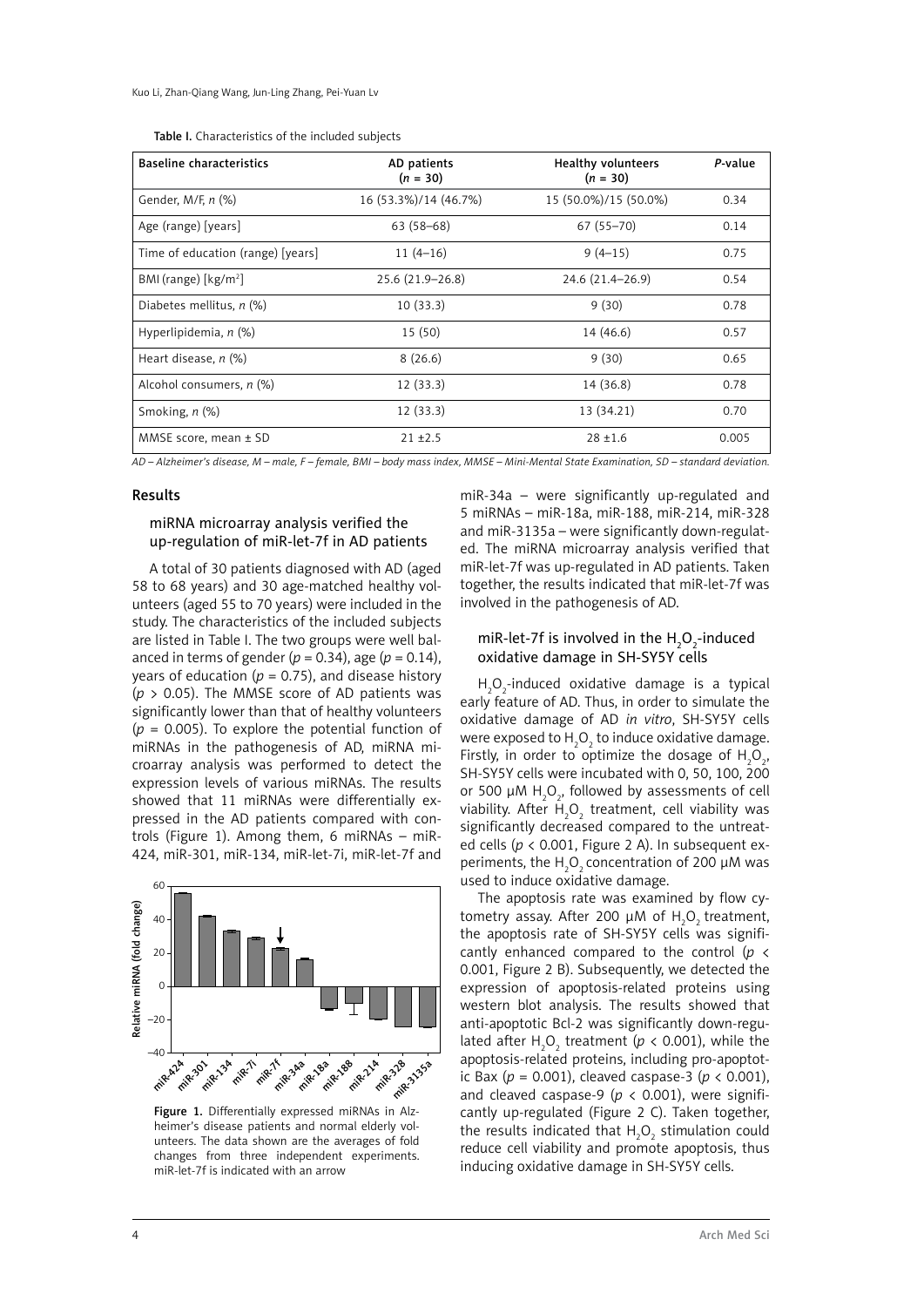Table I. Characteristics of the included subjects

| Baseline characteristics | AD patients ($n$ = 30) | Healthy volunteers ($n$ = 30) | *P*-value |
|---|---|---|---|
| Gender, M/F, *n* (%) | 16 (53.3%)/14 (46.7%) | 15 (50.0%)/15 (50.0%) | 0.34 |
| Age (range) [years] | 63 (58–68) | 67 (55–70) | 0.14 |
| Time of education (range) [years] | 11 (4–16) | 9 (4–15) | 0.75 |
| BMI (range) [kg/m$^2$] | 25.6 (21.9–26.8) | 24.6 (21.4–26.9) | 0.54 |
| Diabetes mellitus, *n* (%) | 10 (33.3) | 9 (30) | 0.78 |
| Hyperlipidemia, *n* (%) | 15 (50) | 14 (46.6) | 0.57 |
| Heart disease, *n* (%) | 8 (26.6) | 9 (30) | 0.65 |
| Alcohol consumers, *n* (%) | 12 (33.3) | 14 (36.8) | 0.78 |
| Smoking, *n* (%) | 12 (33.3) | 13 (34.21) | 0.70 |
| MMSE score, mean ± SD | 21 ±2.5 | 28 ±1.6 | 0.005 |

*AD – Alzheimer's disease, M – male, F – female, BMI – body mass index, MMSE – Mini-Mental State Examination, SD – standard deviation.*

## Results

### miRNA microarray analysis verified the up-regulation of miR-let-7f in AD patients

A total of 30 patients diagnosed with AD (aged 58 to 68 years) and 30 age-matched healthy volunteers (aged 55 to 70 years) were included in the study. The characteristics of the included subjects are listed in Table I. The two groups were well balanced in terms of gender ($p$ = 0.34), age ($p$ = 0.14), years of education ($p$ = 0.75), and disease history ($p > 0.05$). The MMSE score of AD patients was significantly lower than that of healthy volunteers ($p$ = 0.005). To explore the potential function of miRNAs in the pathogenesis of AD, miRNA microarray analysis was performed to detect the expression levels of various miRNAs. The results showed that 11 miRNAs were differentially expressed in the AD patients compared with controls (Figure 1). Among them, 6 miRNAs – miR-424, miR-301, miR-134, miR-let-7i, miR-let-7f and miR-34a – were significantly up-regulated and 5 miRNAs – miR-18a, miR-188, miR-214, miR-328 and miR-3135a – were significantly down-regulated. The miRNA microarray analysis verified that miR-let-7f was up-regulated in AD patients. Taken together, the results indicated that miR-let-7f was involved in the pathogenesis of AD.

Figure 1. Differentially expressed miRNAs in Alzheimer's disease patients and normal elderly volunteers. The data shown are the averages of fold changes from three independent experiments. miR-let-7f is indicated with an arrow

### miR-let-7f is involved in the $H_2O_2$-induced oxidative damage in SH-SY5Y cells

$H_2O_2$-induced oxidative damage is a typical early feature of AD. Thus, in order to simulate the oxidative damage of AD *in vitro*, SH-SY5Y cells were exposed to $H_2O_2$ to induce oxidative damage. Firstly, in order to optimize the dosage of $H_2O_2$, SH-SY5Y cells were incubated with 0, 50, 100, 200 or 500 μM $H_2O_2$, followed by assessments of cell viability. After $H_2O_2$ treatment, cell viability was significantly decreased compared to the untreated cells ($p < 0.001$, Figure 2 A). In subsequent experiments, the $H_2O_2$ concentration of 200 μM was used to induce oxidative damage.

The apoptosis rate was examined by flow cytometry assay. After 200 μM of $H_2O_2$ treatment, the apoptosis rate of SH-SY5Y cells was significantly enhanced compared to the control ($p < 0.001$, Figure 2 B). Subsequently, we detected the expression of apoptosis-related proteins using western blot analysis. The results showed that anti-apoptotic Bcl-2 was significantly down-regulated after $H_2O_2$ treatment ($p < 0.001$), while the apoptosis-related proteins, including pro-apoptotic Bax ($p$ = 0.001), cleaved caspase-3 ($p < 0.001$), and cleaved caspase-9 ($p < 0.001$), were significantly up-regulated (Figure 2 C). Taken together, the results indicated that $H_2O_2$ stimulation could reduce cell viability and promote apoptosis, thus inducing oxidative damage in SH-SY5Y cells.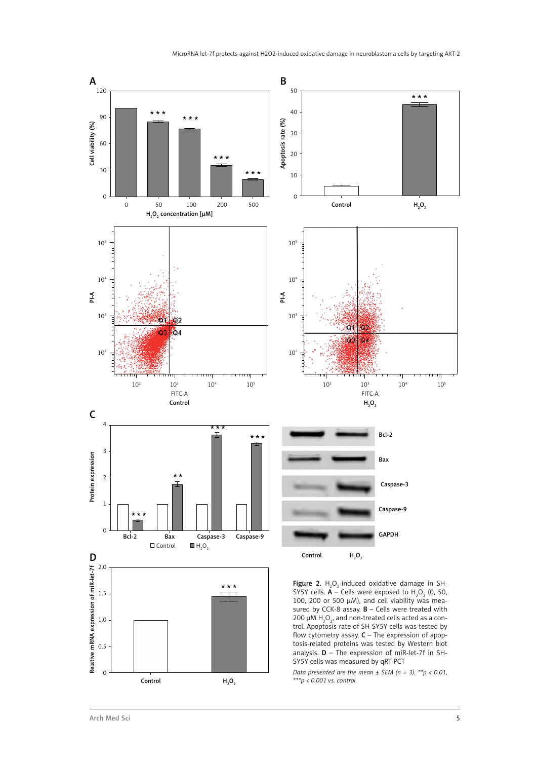**Figure 2.** $H_2O_2$-induced oxidative damage in SH-SY5Y cells. **A** – Cells were exposed to $H_2O_2$ (0, 50, 100, 200 or 500 μM), and cell viability was measured by CCK-8 assay. **B** – Cells were treated with 200 μM $H_2O_2$, and non-treated cells acted as a control. Apoptosis rate of SH-SY5Y cells was tested by flow cytometry assay. **C** – The expression of apoptosis-related proteins was tested by Western blot analysis. **D** – The expression of miR-let-7f in SH-SY5Y cells was measured by qRT-PCT

*Data presented are the mean ± SEM (n = 3). \*\*p < 0.01, \*\*\*p < 0.001 vs. control.*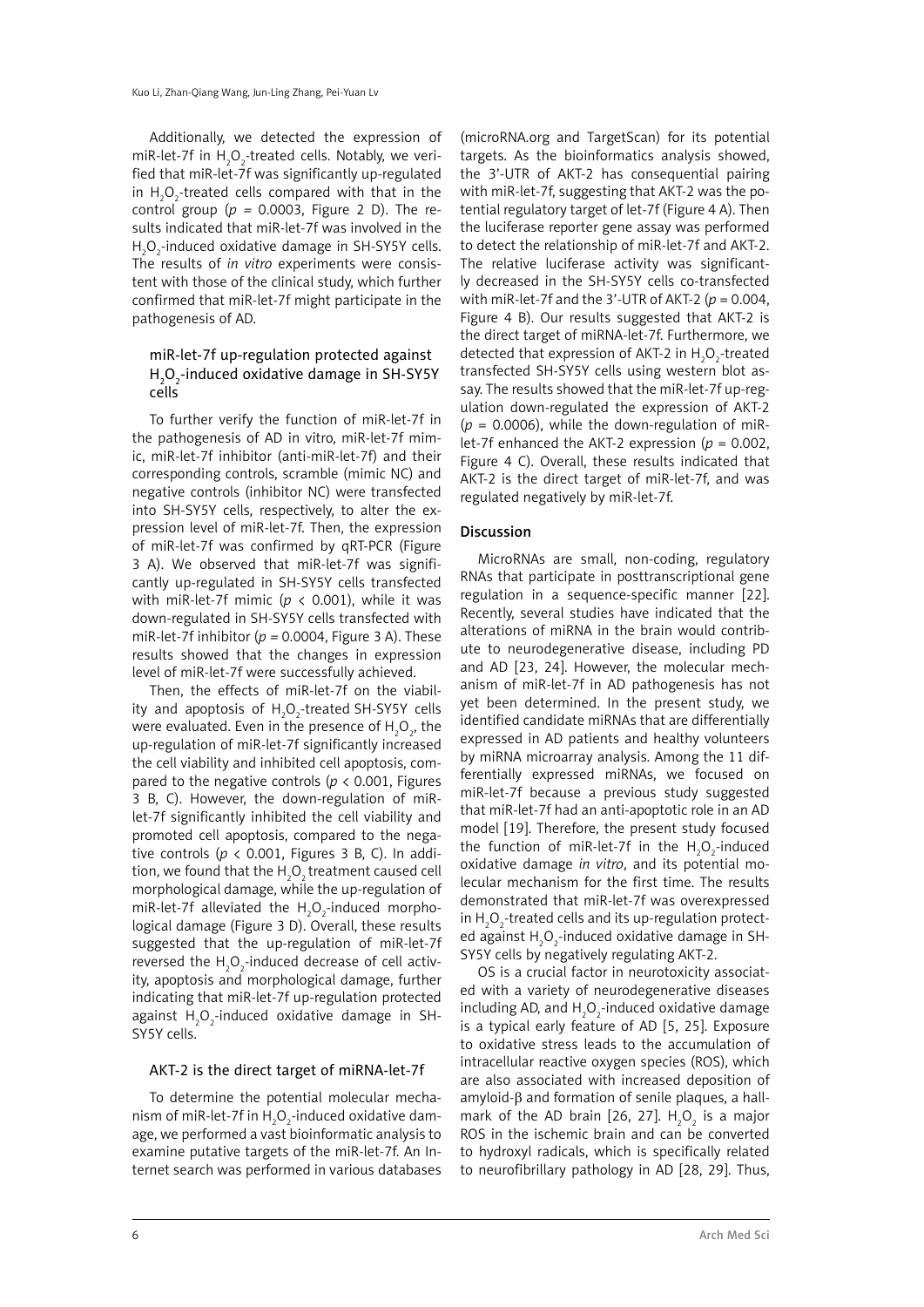Additionally, we detected the expression of miR-let-7f in $H_2O_2$-treated cells. Notably, we verified that miR-let-7f was significantly up-regulated in $H_2O_2$-treated cells compared with that in the control group ($p$ = 0.0003, Figure 2 D). The results indicated that miR-let-7f was involved in the $H_2O_2$-induced oxidative damage in SH-SY5Y cells. The results of *in vitro* experiments were consistent with those of the clinical study, which further confirmed that miR-let-7f might participate in the pathogenesis of AD.

### miR-let-7f up-regulation protected against $H_2O_2$-induced oxidative damage in SH-SY5Y cells

To further verify the function of miR-let-7f in the pathogenesis of AD in vitro, miR-let-7f mimic, miR-let-7f inhibitor (anti-miR-let-7f) and their corresponding controls, scramble (mimic NC) and negative controls (inhibitor NC) were transfected into SH-SY5Y cells, respectively, to alter the expression level of miR-let-7f. Then, the expression of miR-let-7f was confirmed by qRT-PCR (Figure 3 A). We observed that miR-let-7f was significantly up-regulated in SH-SY5Y cells transfected with miR-let-7f mimic ($p$ < 0.001), while it was down-regulated in SH-SY5Y cells transfected with miR-let-7f inhibitor ($p$ = 0.0004, Figure 3 A). These results showed that the changes in expression level of miR-let-7f were successfully achieved.

Then, the effects of miR-let-7f on the viability and apoptosis of $H_2O_2$-treated SH-SY5Y cells were evaluated. Even in the presence of $H_2O_2$, the up-regulation of miR-let-7f significantly increased the cell viability and inhibited cell apoptosis, compared to the negative controls ($p$ < 0.001, Figures 3 B, C). However, the down-regulation of miR-let-7f significantly inhibited the cell viability and promoted cell apoptosis, compared to the negative controls ($p$ < 0.001, Figures 3 B, C). In addition, we found that the $H_2O_2$ treatment caused cell morphological damage, while the up-regulation of miR-let-7f alleviated the $H_2O_2$-induced morphological damage (Figure 3 D). Overall, these results suggested that the up-regulation of miR-let-7f reversed the $H_2O_2$-induced decrease of cell activity, apoptosis and morphological damage, further indicating that miR-let-7f up-regulation protected against $H_2O_2$-induced oxidative damage in SH-SY5Y cells.

### AKT-2 is the direct target of miRNA-let-7f

To determine the potential molecular mechanism of miR-let-7f in $H_2O_2$-induced oxidative damage, we performed a vast bioinformatic analysis to examine putative targets of the miR-let-7f. An Internet search was performed in various databases (microRNA.org and TargetScan) for its potential targets. As the bioinformatics analysis showed, the 3'-UTR of AKT-2 has consequential pairing with miR-let-7f, suggesting that AKT-2 was the potential regulatory target of let-7f (Figure 4 A). Then the luciferase reporter gene assay was performed to detect the relationship of miR-let-7f and AKT-2. The relative luciferase activity was significantly decreased in the SH-SY5Y cells co-transfected with miR-let-7f and the 3'-UTR of AKT-2 ($p$ = 0.004, Figure 4 B). Our results suggested that AKT-2 is the direct target of miRNA-let-7f. Furthermore, we detected that expression of AKT-2 in $H_2O_2$-treated transfected SH-SY5Y cells using western blot assay. The results showed that the miR-let-7f up-regulation down-regulated the expression of AKT-2 ($p$ = 0.0006), while the down-regulation of miR-let-7f enhanced the AKT-2 expression ($p$ = 0.002, Figure 4 C). Overall, these results indicated that AKT-2 is the direct target of miR-let-7f, and was regulated negatively by miR-let-7f.

## Discussion

MicroRNAs are small, non-coding, regulatory RNAs that participate in posttranscriptional gene regulation in a sequence-specific manner [22]. Recently, several studies have indicated that the alterations of miRNA in the brain would contribute to neurodegenerative disease, including PD and AD [23, 24]. However, the molecular mechanism of miR-let-7f in AD pathogenesis has not yet been determined. In the present study, we identified candidate miRNAs that are differentially expressed in AD patients and healthy volunteers by miRNA microarray analysis. Among the 11 differentially expressed miRNAs, we focused on miR-let-7f because a previous study suggested that miR-let-7f had an anti-apoptotic role in an AD model [19]. Therefore, the present study focused the function of miR-let-7f in the $H_2O_2$-induced oxidative damage *in vitro*, and its potential molecular mechanism for the first time. The results demonstrated that miR-let-7f was overexpressed in $H_2O_2$-treated cells and its up-regulation protected against $H_2O_2$-induced oxidative damage in SH-SY5Y cells by negatively regulating AKT-2.

OS is a crucial factor in neurotoxicity associated with a variety of neurodegenerative diseases including AD, and $H_2O_2$-induced oxidative damage is a typical early feature of AD [5, 25]. Exposure to oxidative stress leads to the accumulation of intracellular reactive oxygen species (ROS), which are also associated with increased deposition of amyloid-β and formation of senile plaques, a hallmark of the AD brain [26, 27]. $H_2O_2$ is a major ROS in the ischemic brain and can be converted to hydroxyl radicals, which is specifically related to neurofibrillary pathology in AD [28, 29]. Thus,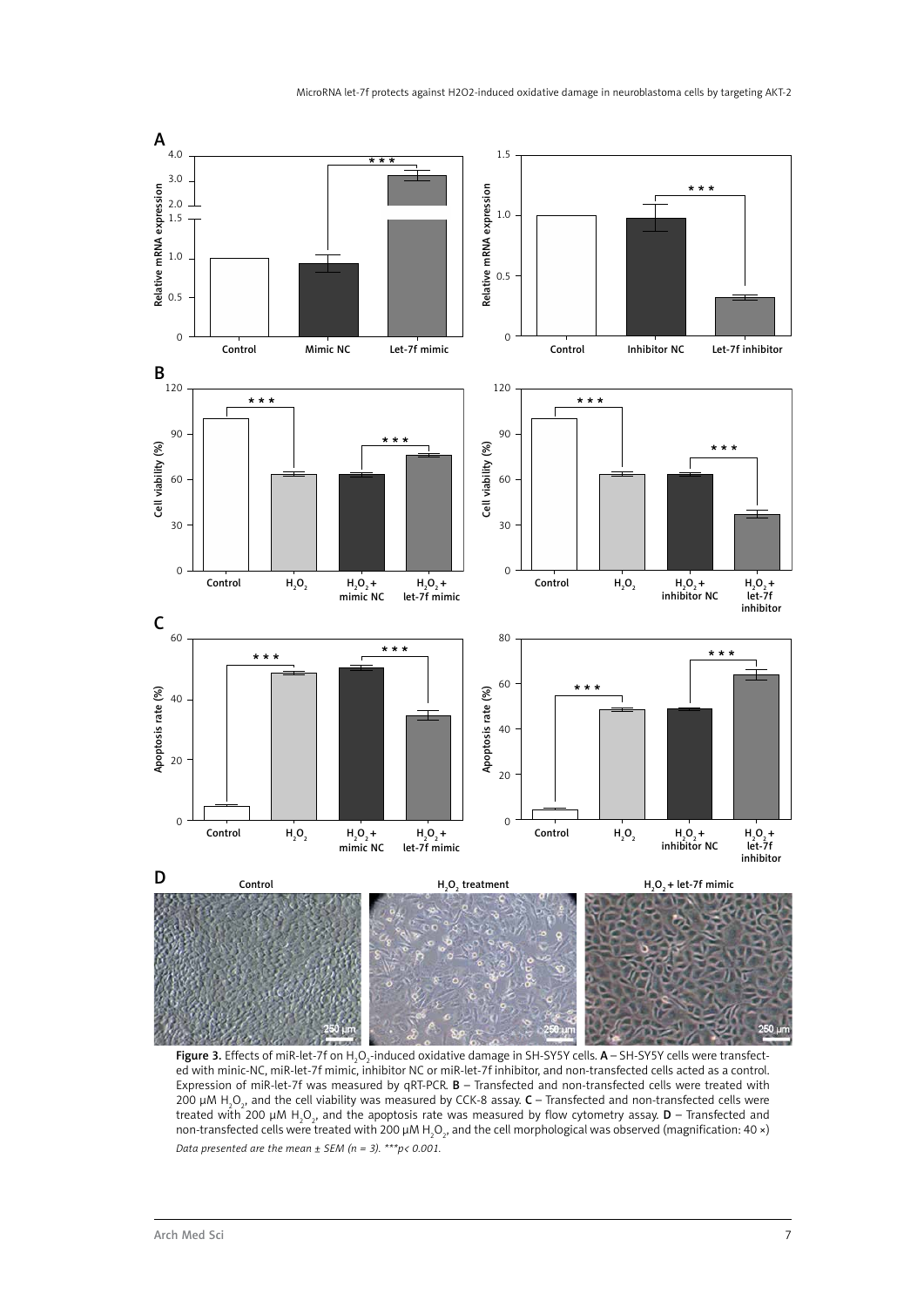Figure 3. Effects of miR-let-7f on $H_2O_2$-induced oxidative damage in SH-SY5Y cells. **A** – SH-SY5Y cells were transfected with minic-NC, miR-let-7f mimic, inhibitor NC or miR-let-7f inhibitor, and non-transfected cells acted as a control. Expression of miR-let-7f was measured by qRT-PCR. **B** – Transfected and non-transfected cells were treated with 200 μM $H_2O_2$, and the cell viability was measured by CCK-8 assay. **C** – Transfected and non-transfected cells were treated with 200 μM $H_2O_2$, and the apoptosis rate was measured by flow cytometry assay. **D** – Transfected and non-transfected cells were treated with 200 μM $H_2O_2$, and the cell morphological was observed (magnification: 40 ×)

*Data presented are the mean ± SEM (n = 3). \*\*\*p< 0.001.*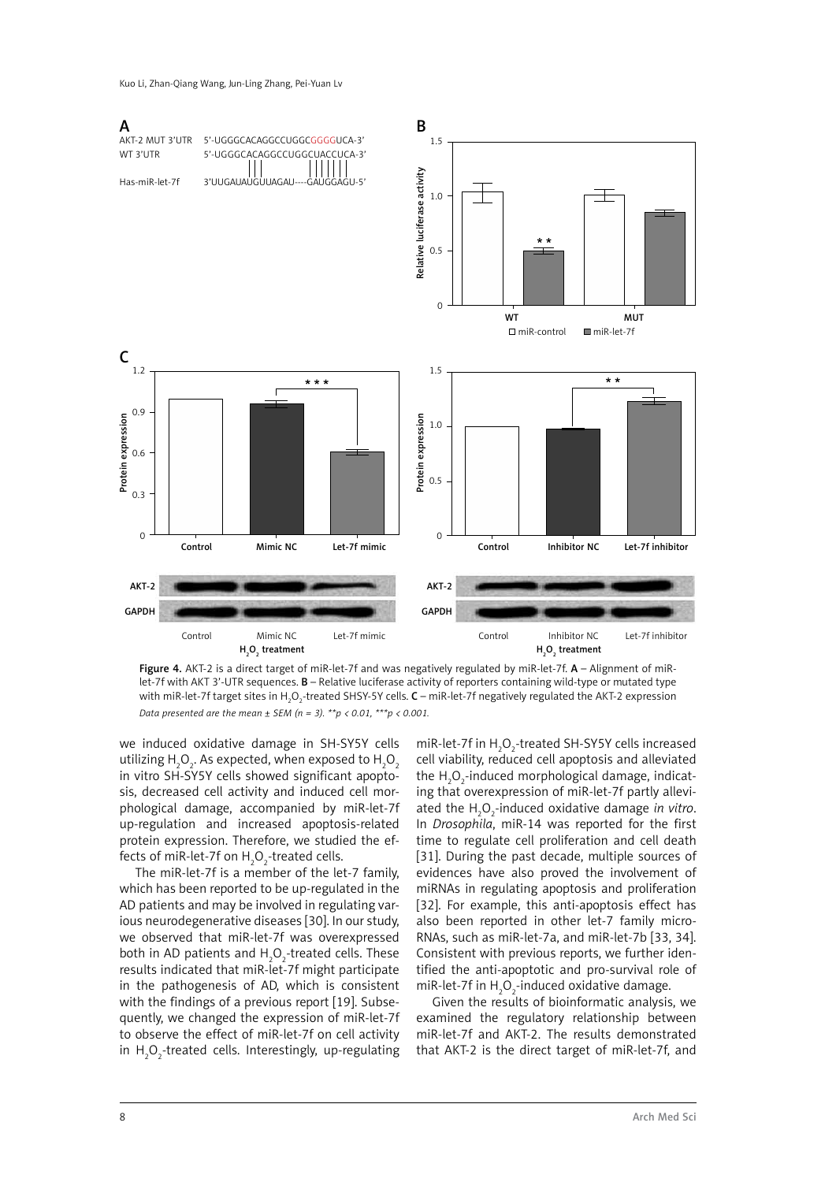Figure 4. AKT-2 is a direct target of miR-let-7f and was negatively regulated by miR-let-7f. **A** – Alignment of miR-let-7f with AKT 3'-UTR sequences. **B** – Relative luciferase activity of reporters containing wild-type or mutated type with miR-let-7f target sites in $H_2O_2$-treated SHSY-5Y cells. **C** – miR-let-7f negatively regulated the AKT-2 expression

*Data presented are the mean ± SEM (n = 3). **p < 0.01, ***p < 0.001.*

we induced oxidative damage in SH-SY5Y cells utilizing $H_2O_2$. As expected, when exposed to $H_2O_2$ in vitro SH-SY5Y cells showed significant apoptosis, decreased cell activity and induced cell morphological damage, accompanied by miR-let-7f up-regulation and increased apoptosis-related protein expression. Therefore, we studied the effects of miR-let-7f on $H_2O_2$-treated cells.

The miR-let-7f is a member of the let-7 family, which has been reported to be up-regulated in the AD patients and may be involved in regulating various neurodegenerative diseases [30]. In our study, we observed that miR-let-7f was overexpressed both in AD patients and $H_2O_2$-treated cells. These results indicated that miR-let-7f might participate in the pathogenesis of AD, which is consistent with the findings of a previous report [19]. Subsequently, we changed the expression of miR-let-7f to observe the effect of miR-let-7f on cell activity in $H_2O_2$-treated cells. Interestingly, up-regulating miR-let-7f in $H_2O_2$-treated SH-SY5Y cells increased cell viability, reduced cell apoptosis and alleviated the $H_2O_2$-induced morphological damage, indicating that overexpression of miR-let-7f partly alleviated the $H_2O_2$-induced oxidative damage *in vitro*. In *Drosophila*, miR-14 was reported for the first time to regulate cell proliferation and cell death [31]. During the past decade, multiple sources of evidences have also proved the involvement of miRNAs in regulating apoptosis and proliferation [32]. For example, this anti-apoptosis effect has also been reported in other let-7 family microRNAs, such as miR-let-7a, and miR-let-7b [33, 34]. Consistent with previous reports, we further identified the anti-apoptotic and pro-survival role of miR-let-7f in $H_2O_2$-induced oxidative damage.

Given the results of bioinformatic analysis, we examined the regulatory relationship between miR-let-7f and AKT-2. The results demonstrated that AKT-2 is the direct target of miR-let-7f, and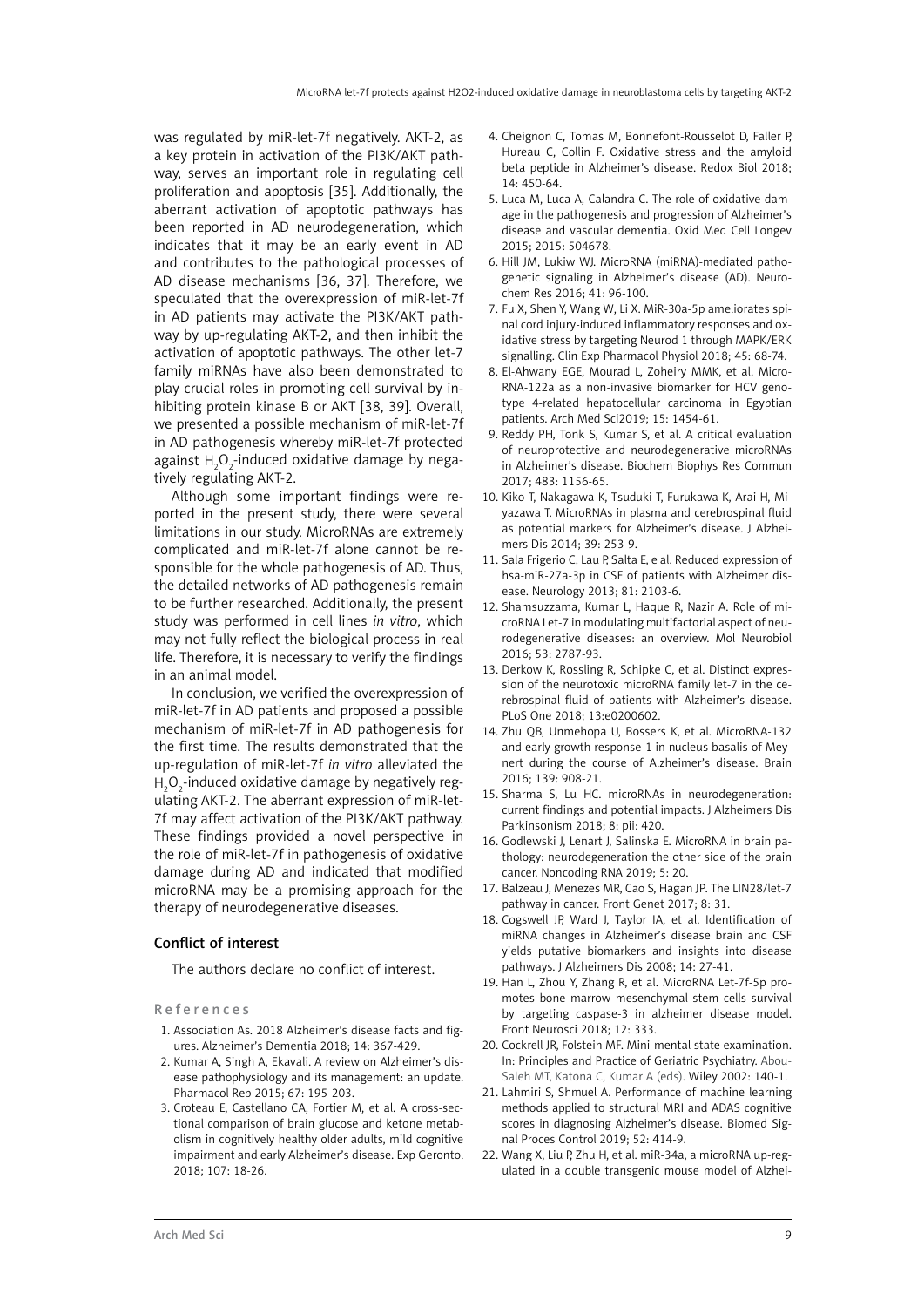was regulated by miR-let-7f negatively. AKT-2, as a key protein in activation of the PI3K/AKT pathway, serves an important role in regulating cell proliferation and apoptosis [35]. Additionally, the aberrant activation of apoptotic pathways has been reported in AD neurodegeneration, which indicates that it may be an early event in AD and contributes to the pathological processes of AD disease mechanisms [36, 37]. Therefore, we speculated that the overexpression of miR-let-7f in AD patients may activate the PI3K/AKT pathway by up-regulating AKT-2, and then inhibit the activation of apoptotic pathways. The other let-7 family miRNAs have also been demonstrated to play crucial roles in promoting cell survival by inhibiting protein kinase B or AKT [38, 39]. Overall, we presented a possible mechanism of miR-let-7f in AD pathogenesis whereby miR-let-7f protected against $H_2O_2$-induced oxidative damage by negatively regulating AKT-2.

Although some important findings were reported in the present study, there were several limitations in our study. MicroRNAs are extremely complicated and miR-let-7f alone cannot be responsible for the whole pathogenesis of AD. Thus, the detailed networks of AD pathogenesis remain to be further researched. Additionally, the present study was performed in cell lines *in vitro*, which may not fully reflect the biological process in real life. Therefore, it is necessary to verify the findings in an animal model.

In conclusion, we verified the overexpression of miR-let-7f in AD patients and proposed a possible mechanism of miR-let-7f in AD pathogenesis for the first time. The results demonstrated that the up-regulation of miR-let-7f *in vitro* alleviated the $H_2O_2$-induced oxidative damage by negatively regulating AKT-2. The aberrant expression of miR-let-7f may affect activation of the PI3K/AKT pathway. These findings provided a novel perspective in the role of miR-let-7f in pathogenesis of oxidative damage during AD and indicated that modified microRNA may be a promising approach for the therapy of neurodegenerative diseases.

## Conflict of interest

The authors declare no conflict of interest.

## References

1. Association As. 2018 Alzheimer's disease facts and figures. Alzheimer's Dementia 2018; 14: 367-429.
2. Kumar A, Singh A, Ekavali. A review on Alzheimer's disease pathophysiology and its management: an update. Pharmacol Rep 2015; 67: 195-203.
3. Croteau E, Castellano CA, Fortier M, et al. A cross-sectional comparison of brain glucose and ketone metabolism in cognitively healthy older adults, mild cognitive impairment and early Alzheimer's disease. Exp Gerontol 2018; 107: 18-26.
4. Cheignon C, Tomas M, Bonnefont-Rousselot D, Faller P, Hureau C, Collin F. Oxidative stress and the amyloid beta peptide in Alzheimer's disease. Redox Biol 2018; 14: 450-64.
5. Luca M, Luca A, Calandra C. The role of oxidative damage in the pathogenesis and progression of Alzheimer's disease and vascular dementia. Oxid Med Cell Longev 2015; 2015: 504678.
6. Hill JM, Lukiw WJ. MicroRNA (miRNA)-mediated pathogenetic signaling in Alzheimer's disease (AD). Neurochem Res 2016; 41: 96-100.
7. Fu X, Shen Y, Wang W, Li X. MiR-30a-5p ameliorates spinal cord injury-induced inflammatory responses and oxidative stress by targeting Neurod 1 through MAPK/ERK signalling. Clin Exp Pharmacol Physiol 2018; 45: 68-74.
8. El-Ahwany EGE, Mourad L, Zoheiry MMK, et al. MicroRNA-122a as a non-invasive biomarker for HCV genotype 4-related hepatocellular carcinoma in Egyptian patients. Arch Med Sci2019; 15: 1454-61.
9. Reddy PH, Tonk S, Kumar S, et al. A critical evaluation of neuroprotective and neurodegenerative microRNAs in Alzheimer's disease. Biochem Biophys Res Commun 2017; 483: 1156-65.
10. Kiko T, Nakagawa K, Tsuduki T, Furukawa K, Arai H, Miyazawa T. MicroRNAs in plasma and cerebrospinal fluid as potential markers for Alzheimer's disease. J Alzheimers Dis 2014; 39: 253-9.
11. Sala Frigerio C, Lau P, Salta E, e al. Reduced expression of hsa-miR-27a-3p in CSF of patients with Alzheimer disease. Neurology 2013; 81: 2103-6.
12. Shamsuzzama, Kumar L, Haque R, Nazir A. Role of microRNA Let-7 in modulating multifactorial aspect of neurodegenerative diseases: an overview. Mol Neurobiol 2016; 53: 2787-93.
13. Derkow K, Rossling R, Schipke C, et al. Distinct expression of the neurotoxic microRNA family let-7 in the cerebrospinal fluid of patients with Alzheimer's disease. PLoS One 2018; 13:e0200602.
14. Zhu QB, Unmehopa U, Bossers K, et al. MicroRNA-132 and early growth response-1 in nucleus basalis of Meynert during the course of Alzheimer's disease. Brain 2016; 139: 908-21.
15. Sharma S, Lu HC. microRNAs in neurodegeneration: current findings and potential impacts. J Alzheimers Dis Parkinsonism 2018; 8: pii: 420.
16. Godlewski J, Lenart J, Salinska E. MicroRNA in brain pathology: neurodegeneration the other side of the brain cancer. Noncoding RNA 2019; 5: 20.
17. Balzeau J, Menezes MR, Cao S, Hagan JP. The LIN28/let-7 pathway in cancer. Front Genet 2017; 8: 31.
18. Cogswell JP, Ward J, Taylor IA, et al. Identification of miRNA changes in Alzheimer's disease brain and CSF yields putative biomarkers and insights into disease pathways. J Alzheimers Dis 2008; 14: 27-41.
19. Han L, Zhou Y, Zhang R, et al. MicroRNA Let-7f-5p promotes bone marrow mesenchymal stem cells survival by targeting caspase-3 in alzheimer disease model. Front Neurosci 2018; 12: 333.
20. Cockrell JR, Folstein MF. Mini-mental state examination. In: Principles and Practice of Geriatric Psychiatry. Abou-Saleh MT, Katona C, Kumar A (eds). Wiley 2002: 140-1.
21. Lahmiri S, Shmuel A. Performance of machine learning methods applied to structural MRI and ADAS cognitive scores in diagnosing Alzheimer's disease. Biomed Signal Proces Control 2019; 52: 414-9.
22. Wang X, Liu P, Zhu H, et al. miR-34a, a microRNA up-regulated in a double transgenic mouse model of Alzhei-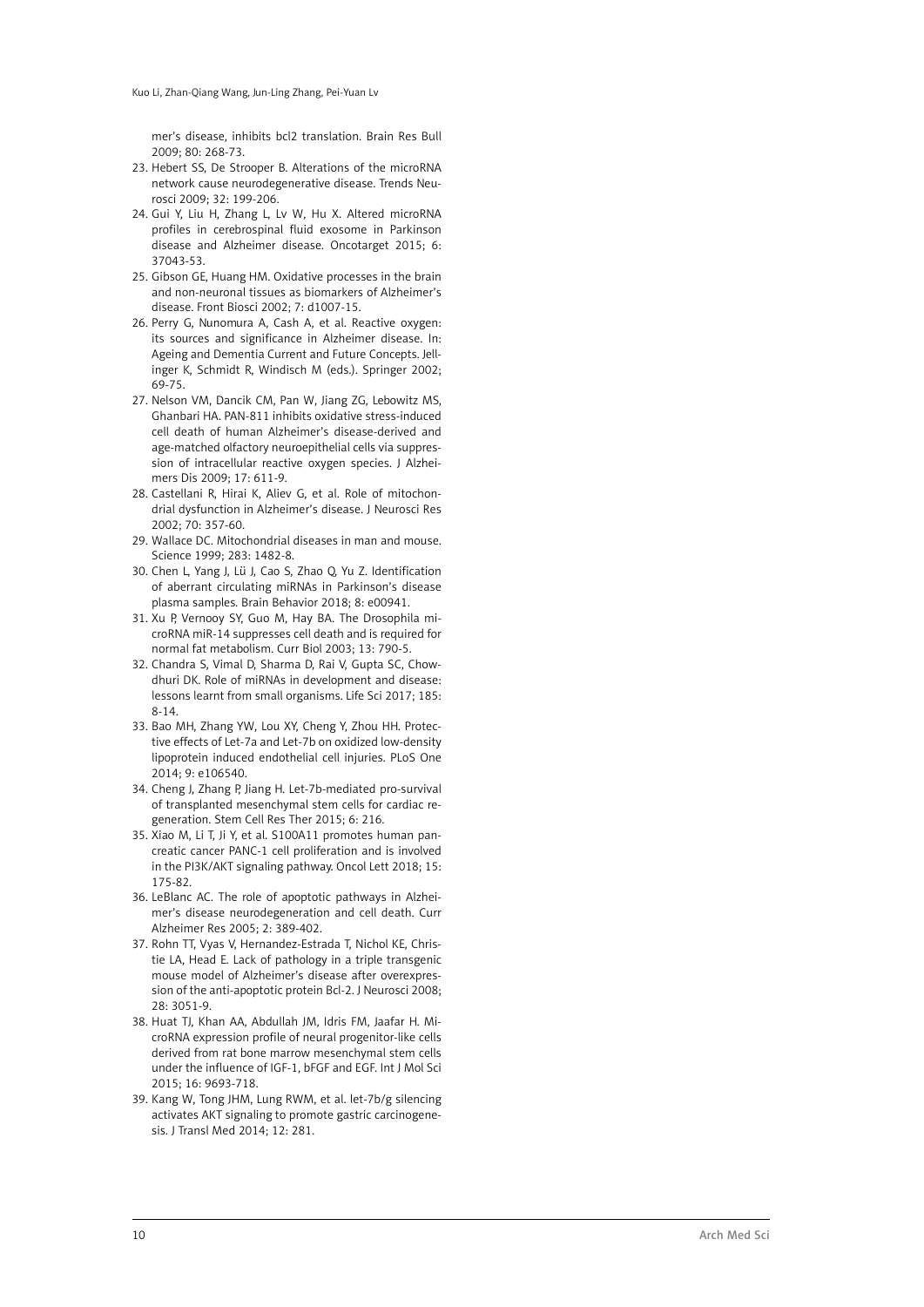mer's disease, inhibits bcl2 translation. Brain Res Bull 2009; 80: 268-73.

23. Hebert SS, De Strooper B. Alterations of the microRNA network cause neurodegenerative disease. Trends Neurosci 2009; 32: 199-206.
24. Gui Y, Liu H, Zhang L, Lv W, Hu X. Altered microRNA profiles in cerebrospinal fluid exosome in Parkinson disease and Alzheimer disease. Oncotarget 2015; 6: 37043-53.
25. Gibson GE, Huang HM. Oxidative processes in the brain and non-neuronal tissues as biomarkers of Alzheimer's disease. Front Biosci 2002; 7: d1007-15.
26. Perry G, Nunomura A, Cash A, et al. Reactive oxygen: its sources and significance in Alzheimer disease. In: Ageing and Dementia Current and Future Concepts. Jellinger K, Schmidt R, Windisch M (eds.). Springer 2002; 69-75.
27. Nelson VM, Dancik CM, Pan W, Jiang ZG, Lebowitz MS, Ghanbari HA. PAN-811 inhibits oxidative stress-induced cell death of human Alzheimer's disease-derived and age-matched olfactory neuroepithelial cells via suppression of intracellular reactive oxygen species. J Alzheimers Dis 2009; 17: 611-9.
28. Castellani R, Hirai K, Aliev G, et al. Role of mitochondrial dysfunction in Alzheimer's disease. J Neurosci Res 2002; 70: 357-60.
29. Wallace DC. Mitochondrial diseases in man and mouse. Science 1999; 283: 1482-8.
30. Chen L, Yang J, Lü J, Cao S, Zhao Q, Yu Z. Identification of aberrant circulating miRNAs in Parkinson's disease plasma samples. Brain Behavior 2018; 8: e00941.
31. Xu P, Vernooy SY, Guo M, Hay BA. The Drosophila microRNA miR-14 suppresses cell death and is required for normal fat metabolism. Curr Biol 2003; 13: 790-5.
32. Chandra S, Vimal D, Sharma D, Rai V, Gupta SC, Chowdhuri DK. Role of miRNAs in development and disease: lessons learnt from small organisms. Life Sci 2017; 185: 8-14.
33. Bao MH, Zhang YW, Lou XY, Cheng Y, Zhou HH. Protective effects of Let-7a and Let-7b on oxidized low-density lipoprotein induced endothelial cell injuries. PLoS One 2014; 9: e106540.
34. Cheng J, Zhang P, Jiang H. Let-7b-mediated pro-survival of transplanted mesenchymal stem cells for cardiac regeneration. Stem Cell Res Ther 2015; 6: 216.
35. Xiao M, Li T, Ji Y, et al. S100A11 promotes human pancreatic cancer PANC-1 cell proliferation and is involved in the PI3K/AKT signaling pathway. Oncol Lett 2018; 15: 175-82.
36. LeBlanc AC. The role of apoptotic pathways in Alzheimer's disease neurodegeneration and cell death. Curr Alzheimer Res 2005; 2: 389-402.
37. Rohn TT, Vyas V, Hernandez-Estrada T, Nichol KE, Christie LA, Head E. Lack of pathology in a triple transgenic mouse model of Alzheimer's disease after overexpression of the anti-apoptotic protein Bcl-2. J Neurosci 2008; 28: 3051-9.
38. Huat TJ, Khan AA, Abdullah JM, Idris FM, Jaafar H. MicroRNA expression profile of neural progenitor-like cells derived from rat bone marrow mesenchymal stem cells under the influence of IGF-1, bFGF and EGF. Int J Mol Sci 2015; 16: 9693-718.
39. Kang W, Tong JHM, Lung RWM, et al. let-7b/g silencing activates AKT signaling to promote gastric carcinogenesis. J Transl Med 2014; 12: 281.